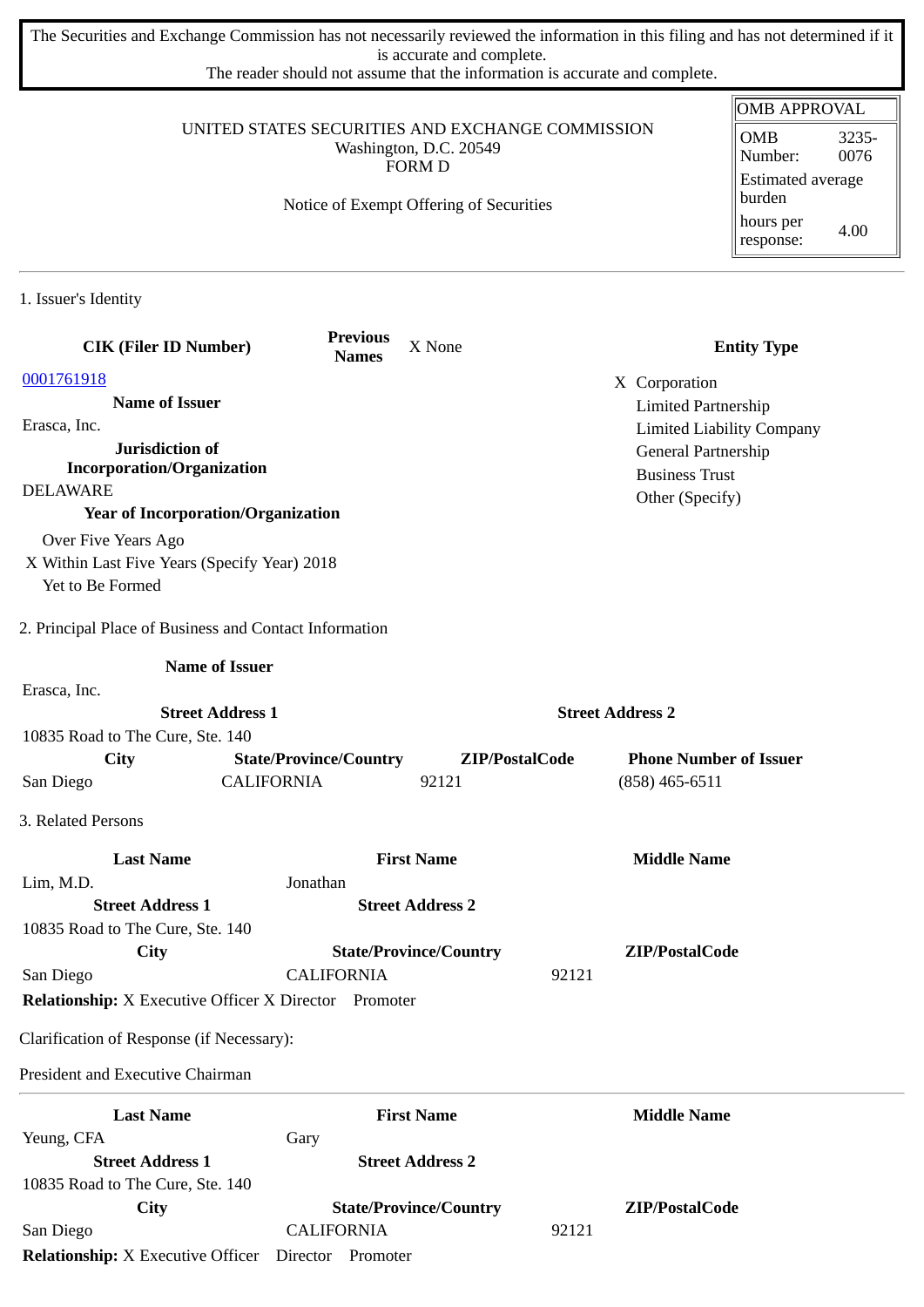The Securities and Exchange Commission has not necessarily reviewed the information in this filing and has not determined if it is accurate and complete.
The reader should not assume that the information is accurate and complete.

UNITED STATES SECURITIES AND EXCHANGE COMMISSION
Washington, D.C. 20549
FORM D

Notice of Exempt Offering of Securities

| OMB APPROVAL | |
|---|---|
| OMB Number: | 3235-0076 |
| Estimated average burden | |
| hours per response: | 4.00 |

## 1. Issuer's Identity

| CIK (Filer ID Number) | Previous Names | X None | Entity Type |
|---|---|---|---|
| 0001761918 | | | X Corporation |

**Name of Issuer**
Erasca, Inc.

**Jurisdiction of Incorporation/Organization**
DELAWARE

**Year of Incorporation/Organization**
Over Five Years Ago
X Within Last Five Years (Specify Year) 2018
Yet to Be Formed

**Entity Type**
X Corporation
Limited Partnership
Limited Liability Company
General Partnership
Business Trust
Other (Specify)

## 2. Principal Place of Business and Contact Information

**Name of Issuer**
Erasca, Inc.

| Street Address 1 | | Street Address 2 | |
|---|---|---|---|
| 10835 Road to The Cure, Ste. 140 | | | |
| **City** | **State/Province/Country** | **ZIP/PostalCode** | **Phone Number of Issuer** |
| San Diego | CALIFORNIA | 92121 | (858) 465-6511 |

## 3. Related Persons

| Last Name | First Name | Middle Name |
|---|---|---|
| Lim, M.D. | Jonathan | |
| **Street Address 1** | **Street Address 2** | |
| 10835 Road to The Cure, Ste. 140 | | |
| **City** | **State/Province/Country** | **ZIP/PostalCode** |
| San Diego | CALIFORNIA | 92121 |

**Relationship:** X Executive Officer X Director Promoter

Clarification of Response (if Necessary):

President and Executive Chairman

| Last Name | First Name | Middle Name |
|---|---|---|
| Yeung, CFA | Gary | |
| **Street Address 1** | **Street Address 2** | |
| 10835 Road to The Cure, Ste. 140 | | |
| **City** | **State/Province/Country** | **ZIP/PostalCode** |
| San Diego | CALIFORNIA | 92121 |

**Relationship:** X Executive Officer Director Promoter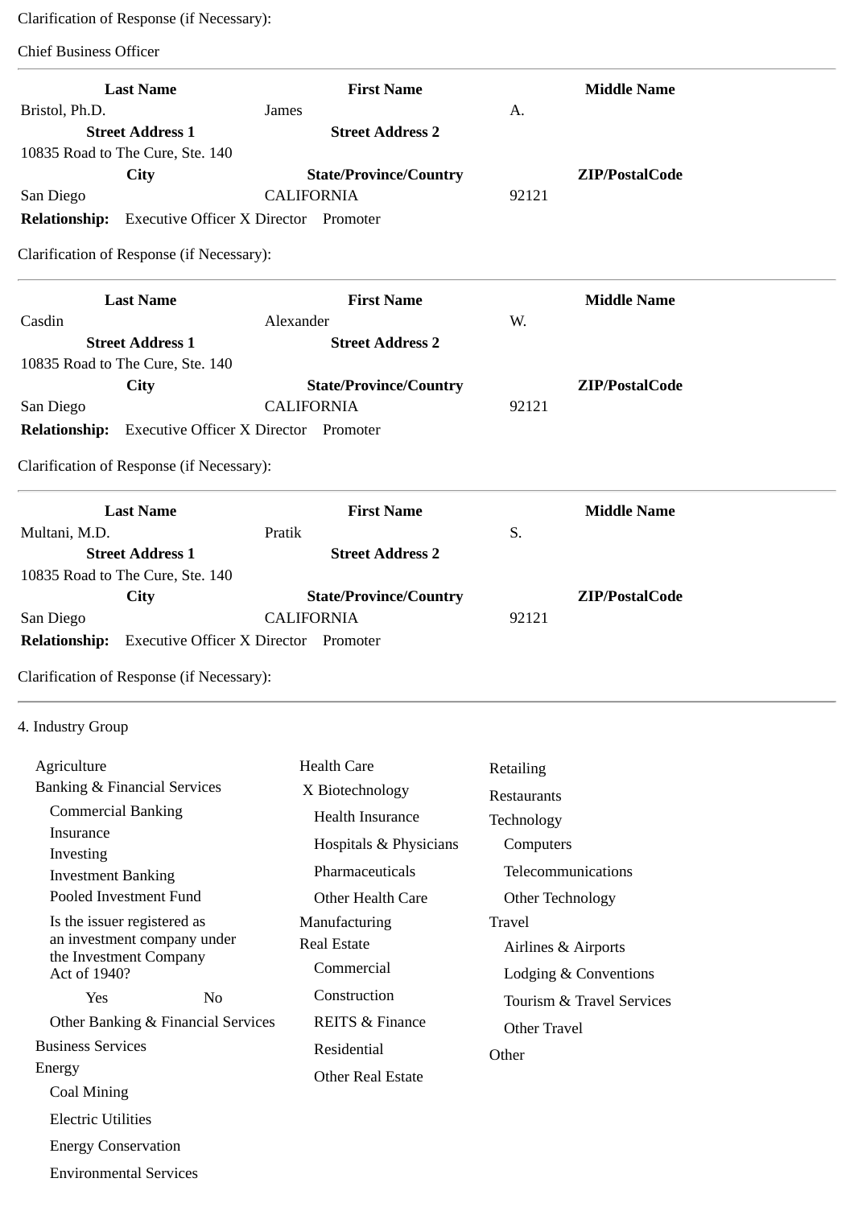Clarification of Response (if Necessary):

Chief Business Officer

| Last Name | First Name | Middle Name |
|---|---|---|
| Bristol, Ph.D. | James | A. |
| **Street Address 1** | **Street Address 2** | |
| 10835 Road to The Cure, Ste. 140 | | |
| **City** | **State/Province/Country** | **ZIP/PostalCode** |
| San Diego | CALIFORNIA | 92121 |

**Relationship:** Executive Officer X Director Promoter

Clarification of Response (if Necessary):

---

| Last Name | First Name | Middle Name |
|---|---|---|
| Casdin | Alexander | W. |
| **Street Address 1** | **Street Address 2** | |
| 10835 Road to The Cure, Ste. 140 | | |
| **City** | **State/Province/Country** | **ZIP/PostalCode** |
| San Diego | CALIFORNIA | 92121 |

**Relationship:** Executive Officer X Director Promoter

Clarification of Response (if Necessary):

---

| Last Name | First Name | Middle Name |
|---|---|---|
| Multani, M.D. | Pratik | S. |
| **Street Address 1** | **Street Address 2** | |
| 10835 Road to The Cure, Ste. 140 | | |
| **City** | **State/Province/Country** | **ZIP/PostalCode** |
| San Diego | CALIFORNIA | 92121 |

**Relationship:** Executive Officer X Director Promoter

Clarification of Response (if Necessary):

---

4. Industry Group

- Agriculture
- Banking & Financial Services
  - Commercial Banking
  - Insurance
  - Investing
  - Investment Banking
  - Pooled Investment Fund
  - Is the issuer registered as an investment company under the Investment Company Act of 1940?
    - Yes No
  - Other Banking & Financial Services
- Business Services
- Energy
  - Coal Mining
  - Electric Utilities
  - Energy Conservation
  - Environmental Services
- Health Care
  - X Biotechnology
  - Health Insurance
  - Hospitals & Physicians
  - Pharmaceuticals
  - Other Health Care
- Manufacturing
- Real Estate
  - Commercial
  - Construction
  - REITS & Finance
  - Residential
  - Other Real Estate
- Retailing
- Restaurants
- Technology
  - Computers
  - Telecommunications
  - Other Technology
- Travel
  - Airlines & Airports
  - Lodging & Conventions
  - Tourism & Travel Services
  - Other Travel
- Other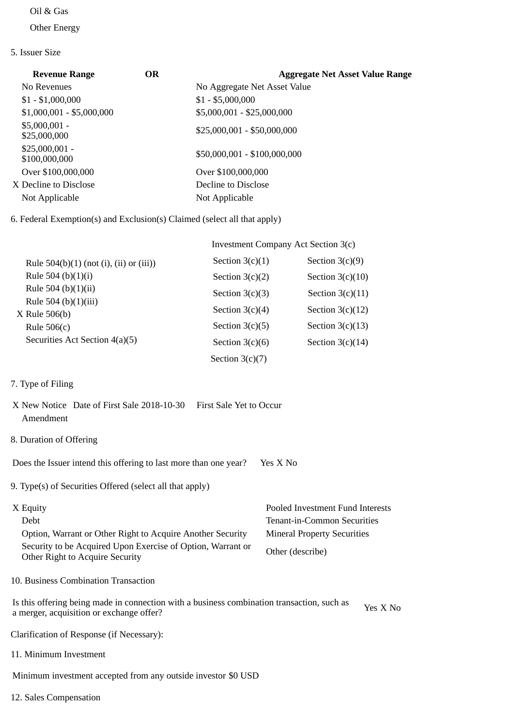Oil & Gas

Other Energy

5. Issuer Size

| Revenue Range | OR | Aggregate Net Asset Value Range |
|---|---|---|
| No Revenues | | No Aggregate Net Asset Value |
| $1 - $1,000,000 | | $1 - $5,000,000 |
| $1,000,001 - $5,000,000 | | $5,000,001 - $25,000,000 |
| $5,000,001 - $25,000,000 | | $25,000,001 - $50,000,000 |
| $25,000,001 - $100,000,000 | | $50,000,001 - $100,000,000 |
| Over $100,000,000 | | Over $100,000,000 |
| X Decline to Disclose | | Decline to Disclose |
| Not Applicable | | Not Applicable |

6. Federal Exemption(s) and Exclusion(s) Claimed (select all that apply)

| | Investment Company Act Section 3(c) | |
|---|---|---|
| Rule 504(b)(1) (not (i), (ii) or (iii)) | Section 3(c)(1) | Section 3(c)(9) |
| Rule 504 (b)(1)(i) | Section 3(c)(2) | Section 3(c)(10) |
| Rule 504 (b)(1)(ii) | Section 3(c)(3) | Section 3(c)(11) |
| Rule 504 (b)(1)(iii) | Section 3(c)(4) | Section 3(c)(12) |
| X Rule 506(b) | Section 3(c)(5) | Section 3(c)(13) |
| Rule 506(c) | Section 3(c)(6) | Section 3(c)(14) |
| Securities Act Section 4(a)(5) | Section 3(c)(7) | |

7. Type of Filing

X New Notice Date of First Sale 2018-10-30 First Sale Yet to Occur

Amendment

8. Duration of Offering

Does the Issuer intend this offering to last more than one year? Yes X No

9. Type(s) of Securities Offered (select all that apply)

| | |
|---|---|
| X Equity | Pooled Investment Fund Interests |
| Debt | Tenant-in-Common Securities |
| Option, Warrant or Other Right to Acquire Another Security | Mineral Property Securities |
| Security to be Acquired Upon Exercise of Option, Warrant or Other Right to Acquire Security | Other (describe) |

10. Business Combination Transaction

Is this offering being made in connection with a business combination transaction, such as a merger, acquisition or exchange offer? Yes X No

Clarification of Response (if Necessary):

11. Minimum Investment

Minimum investment accepted from any outside investor $0 USD

12. Sales Compensation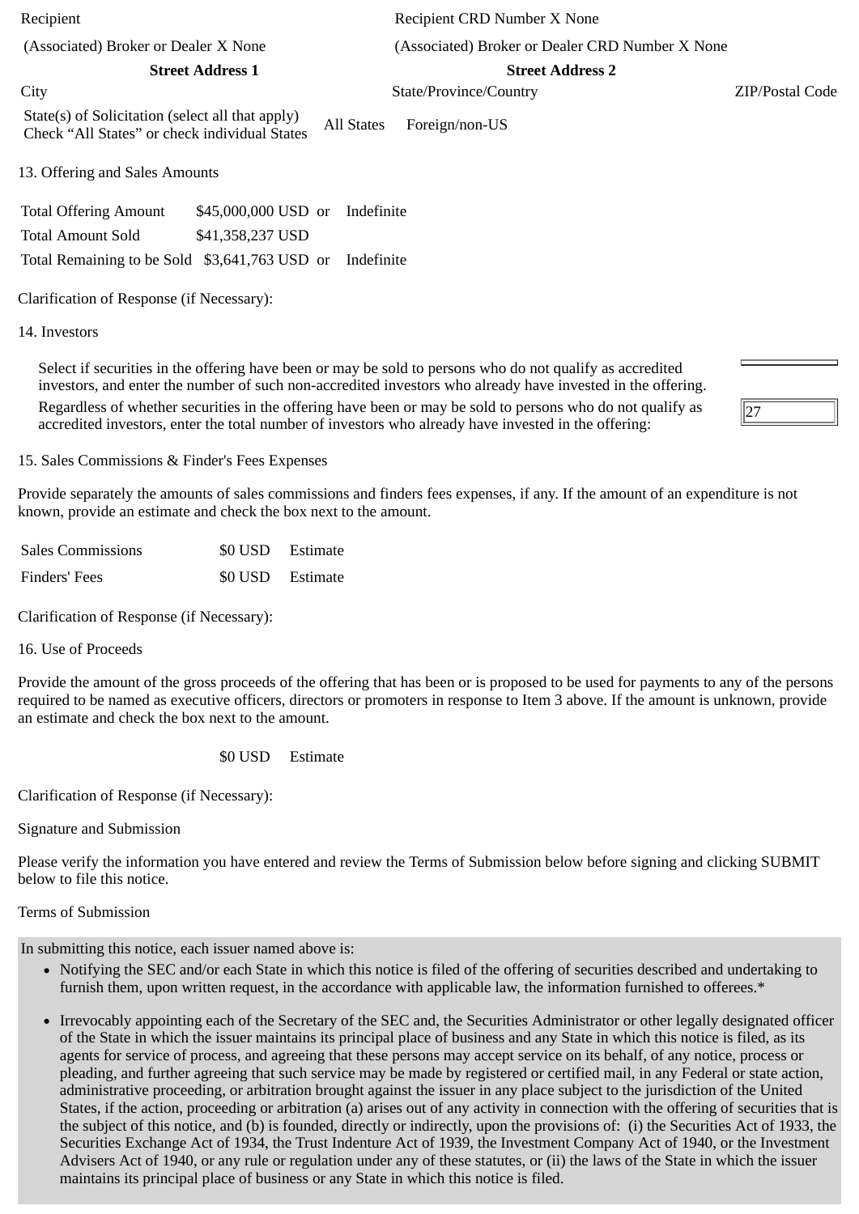| | | |
|---|---|---|
| Recipient | Recipient CRD Number X None | |
| (Associated) Broker or Dealer X None | (Associated) Broker or Dealer CRD Number X None | |
| **Street Address 1** | **Street Address 2** | |
| City | State/Province/Country | ZIP/Postal Code |
| State(s) of Solicitation (select all that apply) Check "All States" or check individual States | All States Foreign/non-US | |

13. Offering and Sales Amounts

| | | | |
|---|---|---|---|
| Total Offering Amount | $45,000,000 USD | or | Indefinite |
| Total Amount Sold | $41,358,237 USD | | |
| Total Remaining to be Sold | $3,641,763 USD | or | Indefinite |

Clarification of Response (if Necessary):

14. Investors

| | |
|---|---|
| Select if securities in the offering have been or may be sold to persons who do not qualify as accredited investors, and enter the number of such non-accredited investors who already have invested in the offering. | |
| Regardless of whether securities in the offering have been or may be sold to persons who do not qualify as accredited investors, enter the total number of investors who already have invested in the offering: | 27 |

15. Sales Commissions & Finder's Fees Expenses

Provide separately the amounts of sales commissions and finders fees expenses, if any. If the amount of an expenditure is not known, provide an estimate and check the box next to the amount.

| | | |
|---|---|---|
| Sales Commissions | $0 USD | Estimate |
| Finders' Fees | $0 USD | Estimate |

Clarification of Response (if Necessary):

16. Use of Proceeds

Provide the amount of the gross proceeds of the offering that has been or is proposed to be used for payments to any of the persons required to be named as executive officers, directors or promoters in response to Item 3 above. If the amount is unknown, provide an estimate and check the box next to the amount.

$0 USD Estimate

Clarification of Response (if Necessary):

Signature and Submission

Please verify the information you have entered and review the Terms of Submission below before signing and clicking SUBMIT below to file this notice.

Terms of Submission

In submitting this notice, each issuer named above is:

- Notifying the SEC and/or each State in which this notice is filed of the offering of securities described and undertaking to furnish them, upon written request, in the accordance with applicable law, the information furnished to offerees.*
- Irrevocably appointing each of the Secretary of the SEC and, the Securities Administrator or other legally designated officer of the State in which the issuer maintains its principal place of business and any State in which this notice is filed, as its agents for service of process, and agreeing that these persons may accept service on its behalf, of any notice, process or pleading, and further agreeing that such service may be made by registered or certified mail, in any Federal or state action, administrative proceeding, or arbitration brought against the issuer in any place subject to the jurisdiction of the United States, if the action, proceeding or arbitration (a) arises out of any activity in connection with the offering of securities that is the subject of this notice, and (b) is founded, directly or indirectly, upon the provisions of: (i) the Securities Act of 1933, the Securities Exchange Act of 1934, the Trust Indenture Act of 1939, the Investment Company Act of 1940, or the Investment Advisers Act of 1940, or any rule or regulation under any of these statutes, or (ii) the laws of the State in which the issuer maintains its principal place of business or any State in which this notice is filed.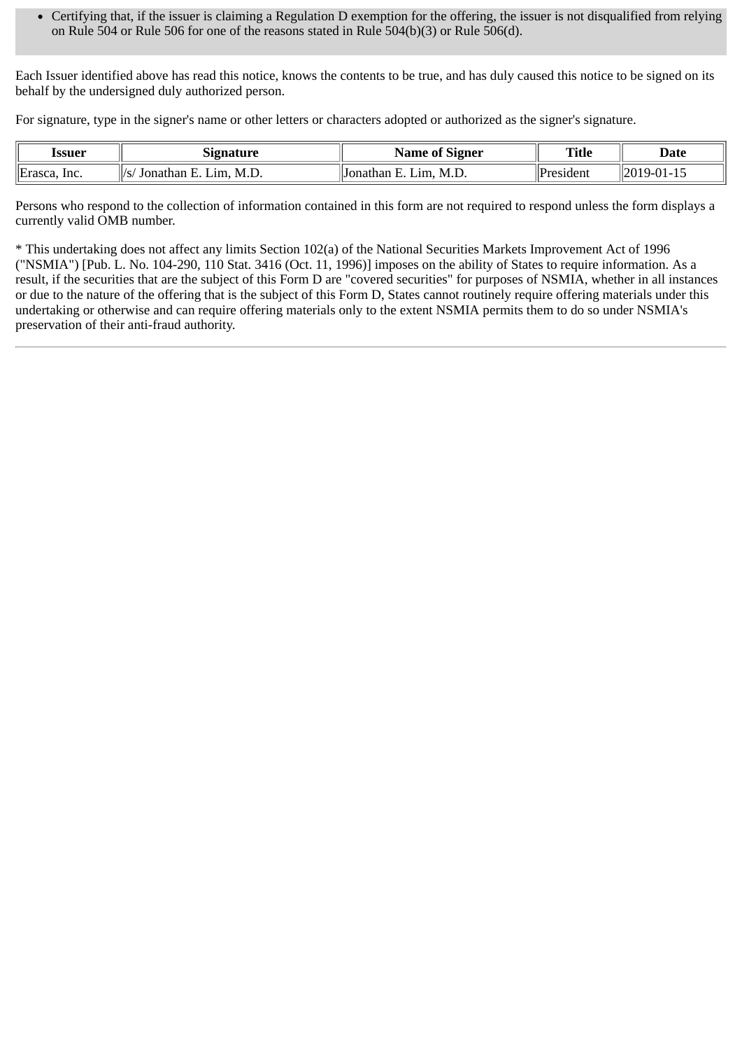- Certifying that, if the issuer is claiming a Regulation D exemption for the offering, the issuer is not disqualified from relying on Rule 504 or Rule 506 for one of the reasons stated in Rule 504(b)(3) or Rule 506(d).

Each Issuer identified above has read this notice, knows the contents to be true, and has duly caused this notice to be signed on its behalf by the undersigned duly authorized person.

For signature, type in the signer's name or other letters or characters adopted or authorized as the signer's signature.

| Issuer | Signature | Name of Signer | Title | Date |
|---|---|---|---|---|
| Erasca, Inc. | /s/ Jonathan E. Lim, M.D. | Jonathan E. Lim, M.D. | President | 2019-01-15 |

Persons who respond to the collection of information contained in this form are not required to respond unless the form displays a currently valid OMB number.

* This undertaking does not affect any limits Section 102(a) of the National Securities Markets Improvement Act of 1996 ("NSMIA") [Pub. L. No. 104-290, 110 Stat. 3416 (Oct. 11, 1996)] imposes on the ability of States to require information. As a result, if the securities that are the subject of this Form D are "covered securities" for purposes of NSMIA, whether in all instances or due to the nature of the offering that is the subject of this Form D, States cannot routinely require offering materials under this undertaking or otherwise and can require offering materials only to the extent NSMIA permits them to do so under NSMIA's preservation of their anti-fraud authority.